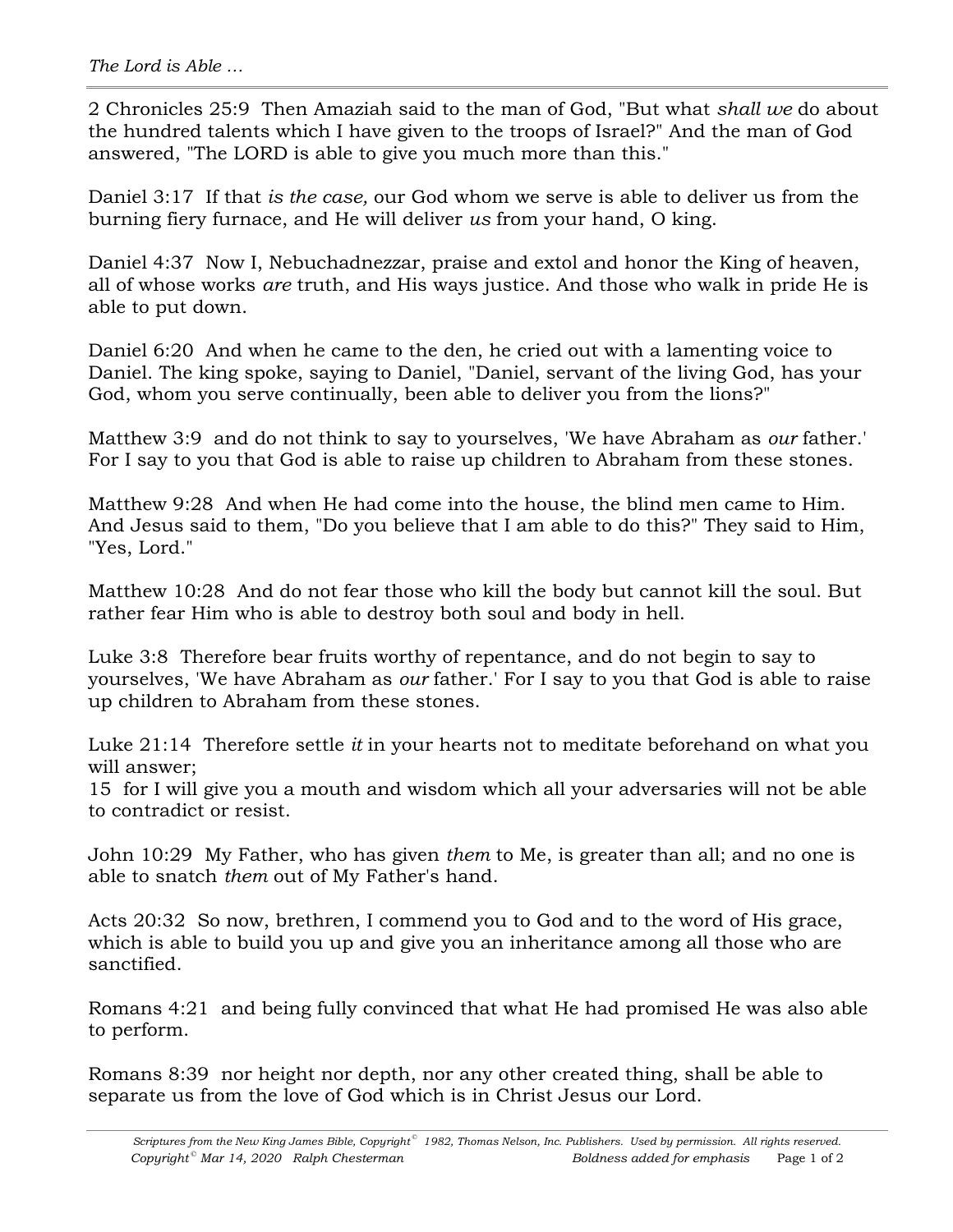2 Chronicles 25:9  Then Amaziah said to the man of God, "But what *shall we* do about the hundred talents which I have given to the troops of Israel?" And the man of God answered, "The LORD is able to give you much more than this."

Daniel 3:17  If that *is the case,* our God whom we serve is able to deliver us from the burning fiery furnace, and He will deliver *us* from your hand, O king.

Daniel 4:37  Now I, Nebuchadnezzar, praise and extol and honor the King of heaven, all of whose works *are* truth, and His ways justice. And those who walk in pride He is able to put down.

Daniel 6:20  And when he came to the den, he cried out with a lamenting voice to Daniel. The king spoke, saying to Daniel, "Daniel, servant of the living God, has your God, whom you serve continually, been able to deliver you from the lions?"

Matthew 3:9  and do not think to say to yourselves, 'We have Abraham as *our* father.' For I say to you that God is able to raise up children to Abraham from these stones.

Matthew 9:28  And when He had come into the house, the blind men came to Him. And Jesus said to them, "Do you believe that I am able to do this?" They said to Him, "Yes, Lord."

Matthew 10:28  And do not fear those who kill the body but cannot kill the soul. But rather fear Him who is able to destroy both soul and body in hell.

Luke 3:8  Therefore bear fruits worthy of repentance, and do not begin to say to yourselves, 'We have Abraham as *our* father.' For I say to you that God is able to raise up children to Abraham from these stones.

Luke 21:14  Therefore settle *it* in your hearts not to meditate beforehand on what you will answer;
15  for I will give you a mouth and wisdom which all your adversaries will not be able to contradict or resist.

John 10:29  My Father, who has given *them* to Me, is greater than all; and no one is able to snatch *them* out of My Father's hand.

Acts 20:32  So now, brethren, I commend you to God and to the word of His grace, which is able to build you up and give you an inheritance among all those who are sanctified.

Romans 4:21  and being fully convinced that what He had promised He was also able to perform.

Romans 8:39  nor height nor depth, nor any other created thing, shall be able to separate us from the love of God which is in Christ Jesus our Lord.

*Scriptures from the New King James Bible, Copyright© 1982, Thomas Nelson, Inc. Publishers. Used by permission. All rights reserved.*
*Copyright© Mar 14, 2020 Ralph Chesterman* *Boldness added for emphasis*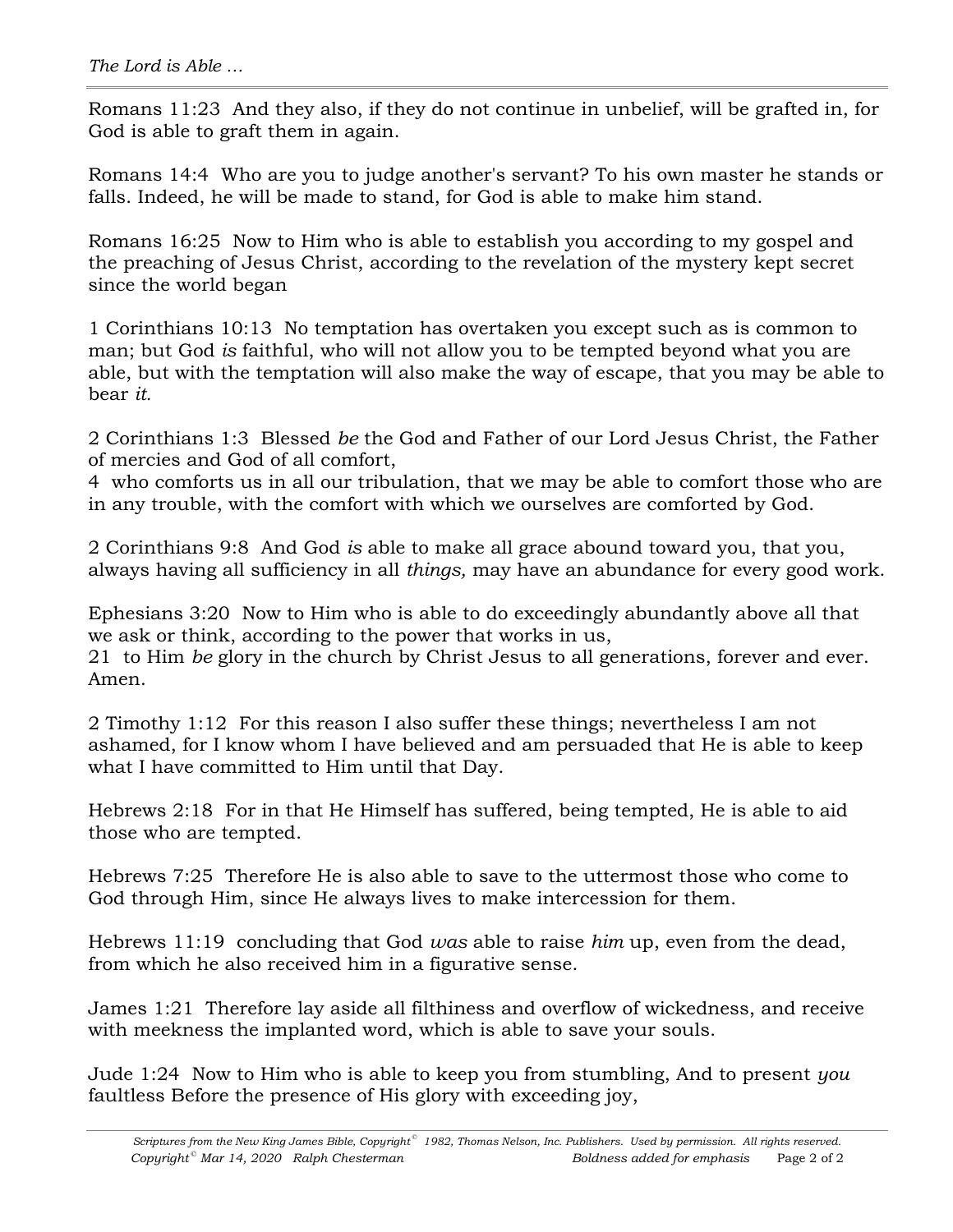Romans 11:23 And they also, if they do not continue in unbelief, will be grafted in, for God is able to graft them in again.

Romans 14:4 Who are you to judge another's servant? To his own master he stands or falls. Indeed, he will be made to stand, for God is able to make him stand.

Romans 16:25 Now to Him who is able to establish you according to my gospel and the preaching of Jesus Christ, according to the revelation of the mystery kept secret since the world began

1 Corinthians 10:13 No temptation has overtaken you except such as is common to man; but God *is* faithful, who will not allow you to be tempted beyond what you are able, but with the temptation will also make the way of escape, that you may be able to bear *it.*

2 Corinthians 1:3 Blessed *be* the God and Father of our Lord Jesus Christ, the Father of mercies and God of all comfort,
4 who comforts us in all our tribulation, that we may be able to comfort those who are in any trouble, with the comfort with which we ourselves are comforted by God.

2 Corinthians 9:8 And God *is* able to make all grace abound toward you, that you, always having all sufficiency in all *things,* may have an abundance for every good work.

Ephesians 3:20 Now to Him who is able to do exceedingly abundantly above all that we ask or think, according to the power that works in us,
21 to Him *be* glory in the church by Christ Jesus to all generations, forever and ever. Amen.

2 Timothy 1:12 For this reason I also suffer these things; nevertheless I am not ashamed, for I know whom I have believed and am persuaded that He is able to keep what I have committed to Him until that Day.

Hebrews 2:18 For in that He Himself has suffered, being tempted, He is able to aid those who are tempted.

Hebrews 7:25 Therefore He is also able to save to the uttermost those who come to God through Him, since He always lives to make intercession for them.

Hebrews 11:19 concluding that God *was* able to raise *him* up, even from the dead, from which he also received him in a figurative sense.

James 1:21 Therefore lay aside all filthiness and overflow of wickedness, and receive with meekness the implanted word, which is able to save your souls.

Jude 1:24 Now to Him who is able to keep you from stumbling, And to present *you* faultless Before the presence of His glory with exceeding joy,

*Scriptures from the New King James Bible, Copyright© 1982, Thomas Nelson, Inc. Publishers. Used by permission. All rights reserved.*
*Copyright© Mar 14, 2020 Ralph Chesterman* *Boldness added for emphasis*